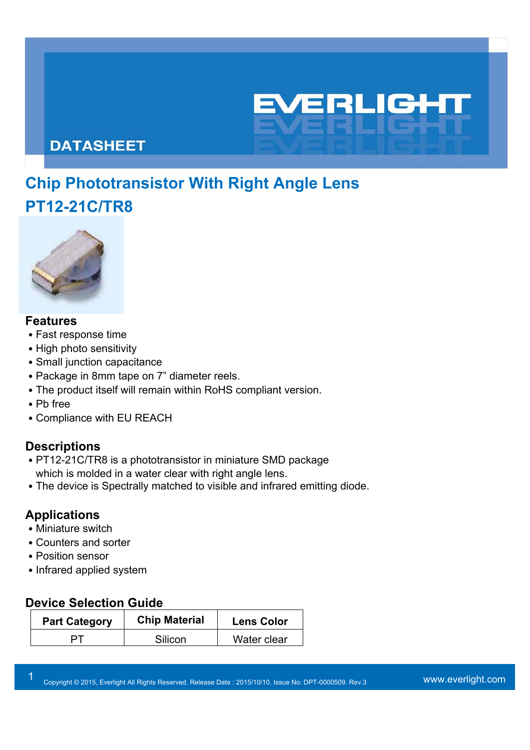EVERLIGHT

DATASHEET

# Chip Phototransistor With Right Angle Lens

# PT12-21C/TR8

## Features

- Fast response time
- High photo sensitivity
- Small junction capacitance
- Package in 8mm tape on 7" diameter reels.
- The product itself will remain within RoHS compliant version.
- Pb free
- Compliance with EU REACH

## Descriptions

- PT12-21C/TR8 is a phototransistor in miniature SMD package which is molded in a water clear with right angle lens.
- The device is Spectrally matched to visible and infrared emitting diode.

## Applications

- Miniature switch
- Counters and sorter
- Position sensor
- Infrared applied system

## Device Selection Guide

| Part Category | Chip Material | Lens Color |
|---|---|---|
| PT | Silicon | Water clear |

Copyright © 2015, Everlight All Rights Reserved. Release Date : 2015/10/10. Issue No: DPT-0000509. Rev.3

www.everlight.com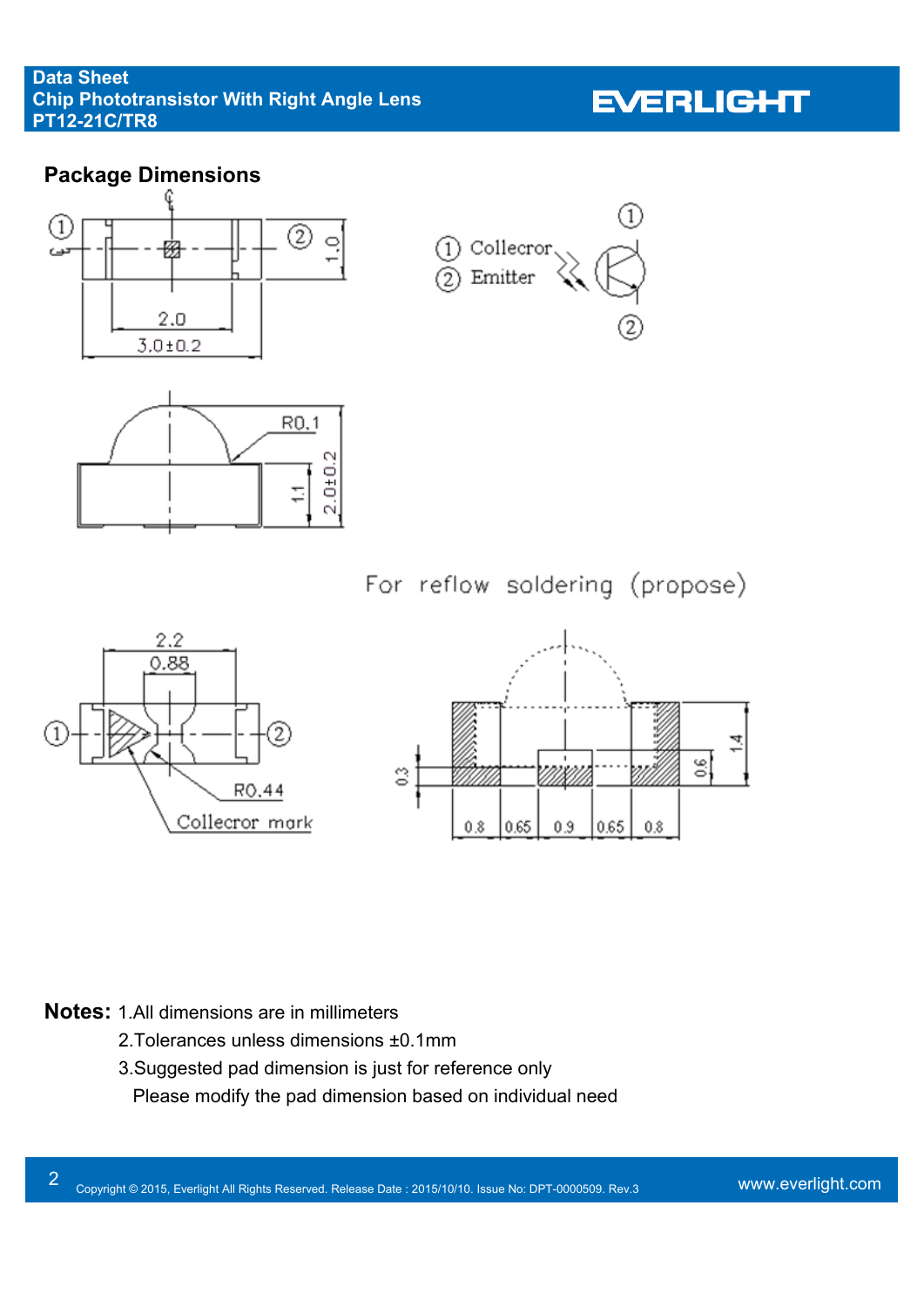## Package Dimensions

1. Collecror
2. Emitter

For reflow soldering (propose)

**Notes:** 1.All dimensions are in millimeters

2.Tolerances unless dimensions ±0.1mm

3.Suggested pad dimension is just for reference only

Please modify the pad dimension based on individual need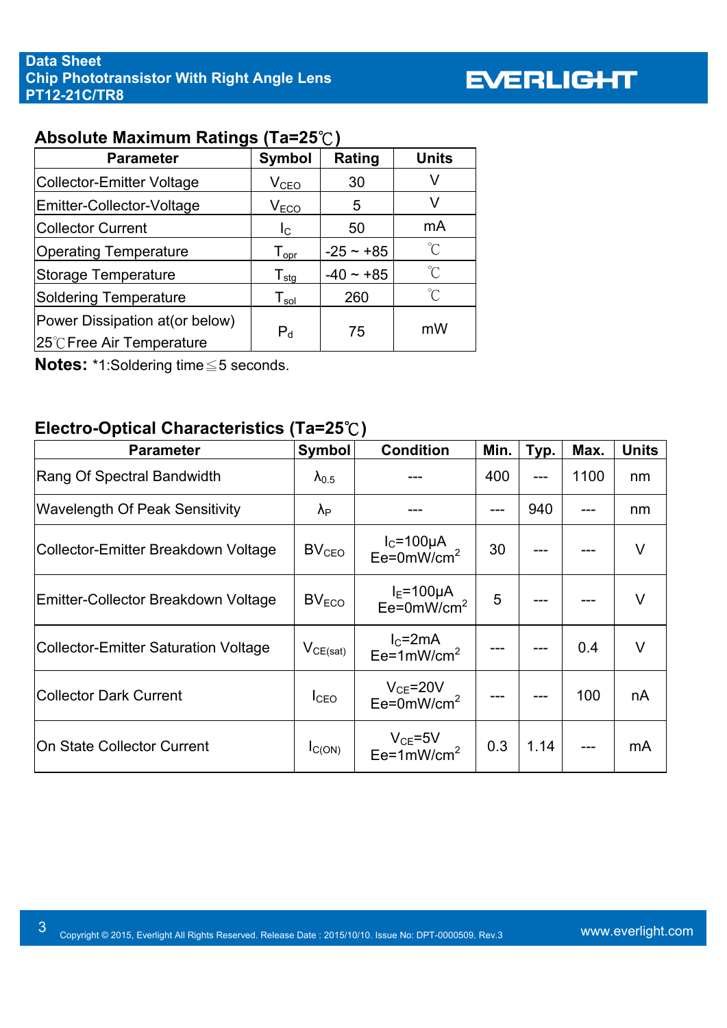## Absolute Maximum Ratings (Ta=25℃)

| Parameter | Symbol | Rating | Units |
|---|---|---|---|
| Collector-Emitter Voltage | $V_{CEO}$ | 30 | V |
| Emitter-Collector-Voltage | $V_{ECO}$ | 5 | V |
| Collector Current | $I_C$ | 50 | mA |
| Operating Temperature | $T_{opr}$ | -25 ~ +85 | ℃ |
| Storage Temperature | $T_{stg}$ | -40 ~ +85 | ℃ |
| Soldering Temperature | $T_{sol}$ | 260 | ℃ |
| Power Dissipation at(or below) 25℃Free Air Temperature | $P_d$ | 75 | mW |

**Notes:** *1:Soldering time≦5 seconds.

## Electro-Optical Characteristics (Ta=25℃)

| Parameter | Symbol | Condition | Min. | Typ. | Max. | Units |
|---|---|---|---|---|---|---|
| Rang Of Spectral Bandwidth | $\lambda_{0.5}$ | --- | 400 | --- | 1100 | nm |
| Wavelength Of Peak Sensitivity | $\lambda_P$ | --- | --- | 940 | --- | nm |
| Collector-Emitter Breakdown Voltage | $BV_{CEO}$ | $I_C$=100μA Ee=0mW/cm$^2$ | 30 | --- | --- | V |
| Emitter-Collector Breakdown Voltage | $BV_{ECO}$ | $I_E$=100μA Ee=0mW/cm$^2$ | 5 | --- | --- | V |
| Collector-Emitter Saturation Voltage | $V_{CE(sat)}$ | $I_C$=2mA Ee=1mW/cm$^2$ | --- | --- | 0.4 | V |
| Collector Dark Current | $I_{CEO}$ | $V_{CE}$=20V Ee=0mW/cm$^2$ | --- | --- | 100 | nA |
| On State Collector Current | $I_{C(ON)}$ | $V_{CE}$=5V Ee=1mW/cm$^2$ | 0.3 | 1.14 | --- | mA |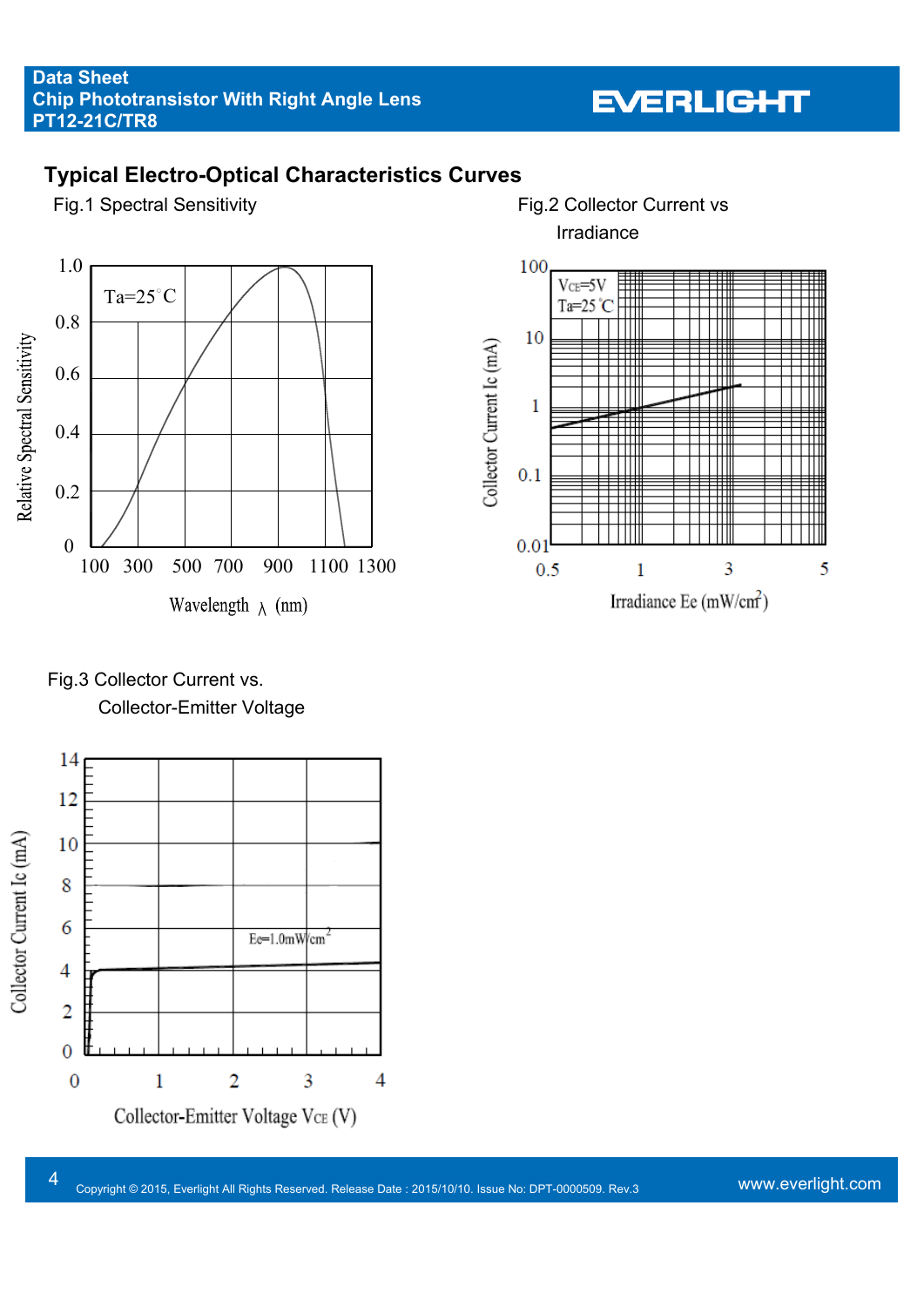## Typical Electro-Optical Characteristics Curves

Fig.1 Spectral Sensitivity

Ta=25°C

Relative Spectral Sensitivity

1.0 0.8 0.6 0.4 0.2 0

100 300 500 700 900 1100 1300

Wavelength λ (nm)

Fig.2 Collector Current vs Irradiance

$V_{CE}$=5V
Ta=25°C

Collector Current Ic (mA)

100 10 1 0.1 0.01

0.5 1 3 5

Irradiance Ee (mW/cm²)

Fig.3 Collector Current vs. Collector-Emitter Voltage

Ee=1.0mW/cm²

Collector Current Ic (mA)

14 12 10 8 6 4 2 0

0 1 2 3 4

Collector-Emitter Voltage $V_{CE}$ (V)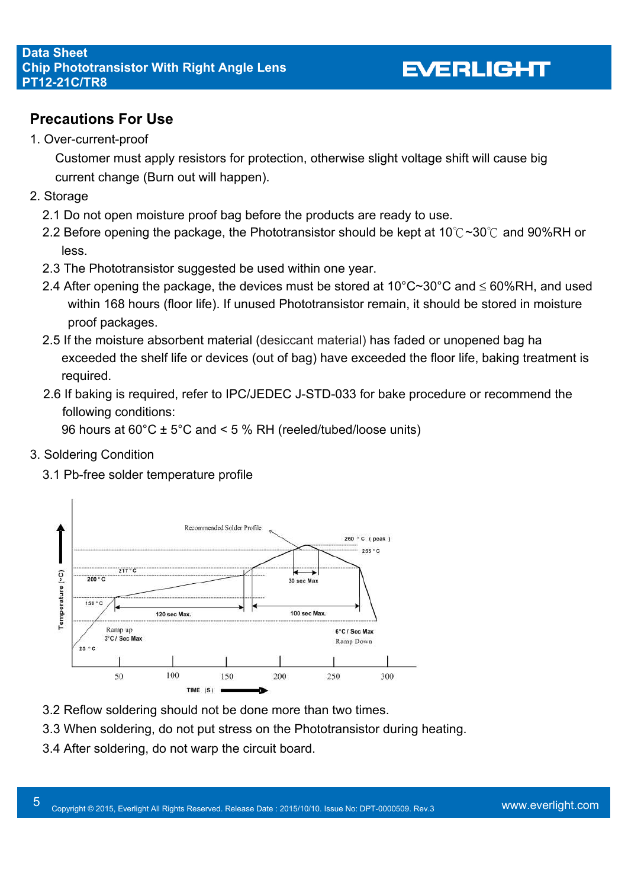## Precautions For Use

1. Over-current-proof

   Customer must apply resistors for protection, otherwise slight voltage shift will cause big current change (Burn out will happen).

2. Storage

   2.1 Do not open moisture proof bag before the products are ready to use.

   2.2 Before opening the package, the Phototransistor should be kept at 10℃~30℃ and 90%RH or less.

   2.3 The Phototransistor suggested be used within one year.

   2.4 After opening the package, the devices must be stored at 10°C~30°C and ≤ 60%RH, and used within 168 hours (floor life). If unused Phototransistor remain, it should be stored in moisture proof packages.

   2.5 If the moisture absorbent material (desiccant material) has faded or unopened bag ha exceeded the shelf life or devices (out of bag) have exceeded the floor life, baking treatment is required.

   2.6 If baking is required, refer to IPC/JEDEC J-STD-033 for bake procedure or recommend the following conditions:

   96 hours at 60°C ± 5°C and < 5 % RH (reeled/tubed/loose units)

3. Soldering Condition

   3.1 Pb-free solder temperature profile

   3.2 Reflow soldering should not be done more than two times.

   3.3 When soldering, do not put stress on the Phototransistor during heating.

   3.4 After soldering, do not warp the circuit board.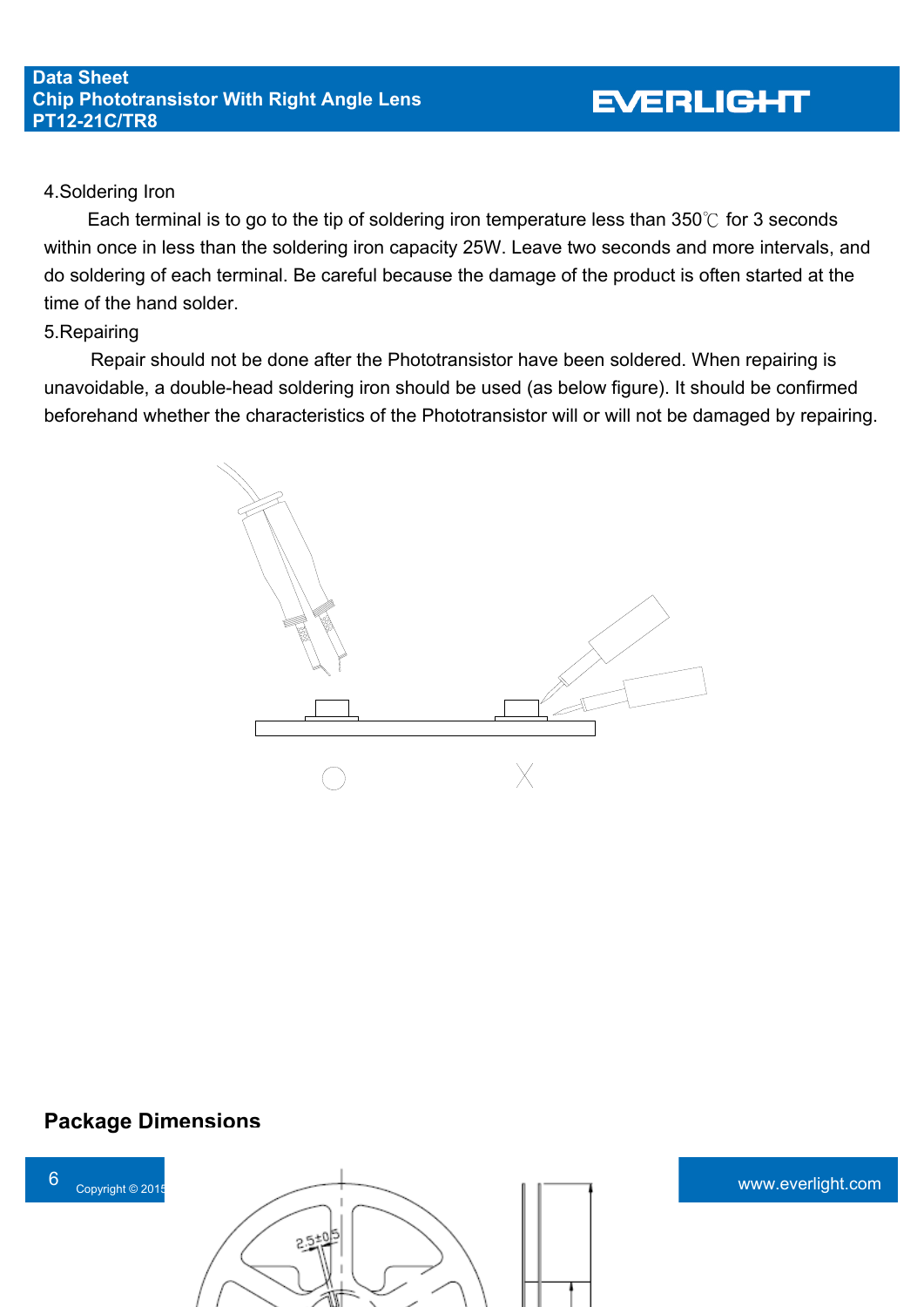4.Soldering Iron

Each terminal is to go to the tip of soldering iron temperature less than 350℃ for 3 seconds within once in less than the soldering iron capacity 25W. Leave two seconds and more intervals, and do soldering of each terminal. Be careful because the damage of the product is often started at the time of the hand solder.

5.Repairing

Repair should not be done after the Phototransistor have been soldered. When repairing is unavoidable, a double-head soldering iron should be used (as below figure). It should be confirmed beforehand whether the characteristics of the Phototransistor will or will not be damaged by repairing.

## Package Dimensions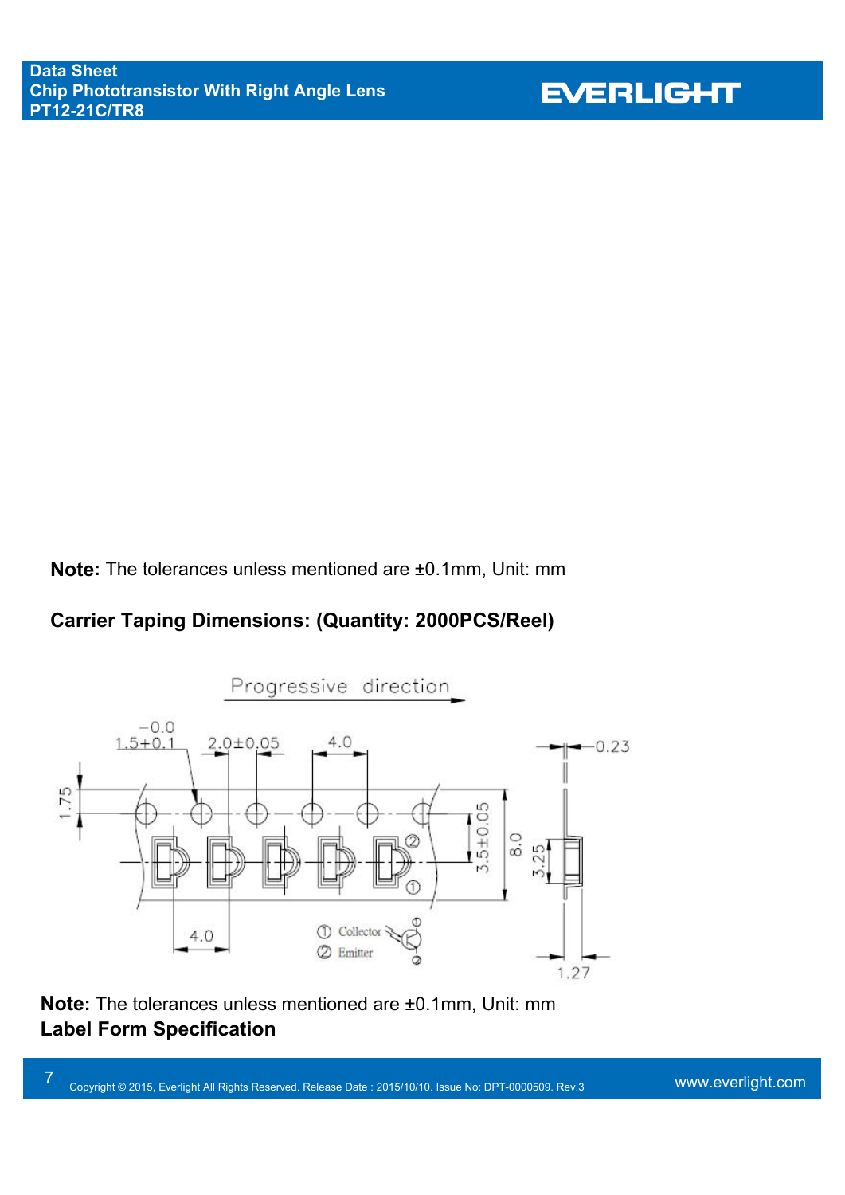**Note:** The tolerances unless mentioned are ±0.1mm, Unit: mm

## Carrier Taping Dimensions: (Quantity: 2000PCS/Reel)

**Note:** The tolerances unless mentioned are ±0.1mm, Unit: mm

## Label Form Specification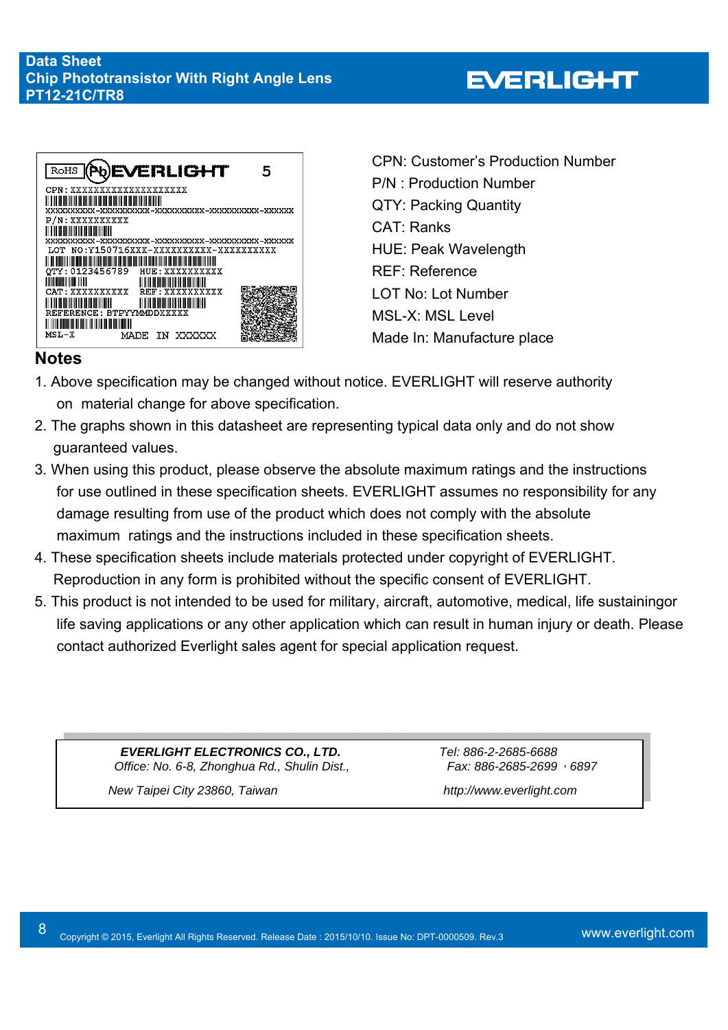RoHS Pb EVERLIGHT 5

CPN: XXXXXXXXXXXXXXXXXXX

XXXXXXXXXX-XXXXXXXXXX-XXXXXXXXXX-XXXXXXXXXX-XXXXXX

P/N: XXXXXXXXXX

XXXXXXXXXX-XXXXXXXXXX-XXXXXXXXXX-XXXXXXXXXX-XXXXXX

LOT NO:Y150716XXX-XXXXXXXXXX-XXXXXXXXXX

QTY: 0123456789 HUE: XXXXXXXXXX

CAT: XXXXXXXXXX REF: XXXXXXXXXX

REFERENCE: BTPYYMMDDXXXXX

MSL-X MADE IN XXXXXX

CPN: Customer's Production Number

P/N : Production Number

QTY: Packing Quantity

CAT: Ranks

HUE: Peak Wavelength

REF: Reference

LOT No: Lot Number

MSL-X: MSL Level

Made In: Manufacture place

## Notes

1. Above specification may be changed without notice. EVERLIGHT will reserve authority on material change for above specification.
2. The graphs shown in this datasheet are representing typical data only and do not show guaranteed values.
3. When using this product, please observe the absolute maximum ratings and the instructions for use outlined in these specification sheets. EVERLIGHT assumes no responsibility for any damage resulting from use of the product which does not comply with the absolute maximum ratings and the instructions included in these specification sheets.
4. These specification sheets include materials protected under copyright of EVERLIGHT. Reproduction in any form is prohibited without the specific consent of EVERLIGHT.
5. This product is not intended to be used for military, aircraft, automotive, medical, life sustainingor life saving applications or any other application which can result in human injury or death. Please contact authorized Everlight sales agent for special application request.

***EVERLIGHT ELECTRONICS CO., LTD.***

*Office: No. 6-8, Zhonghua Rd., Shulin Dist.,*

*New Taipei City 23860, Taiwan*

*Tel: 886-2-2685-6688*

*Fax: 886-2685-2699，6897*

*http://www.everlight.com*